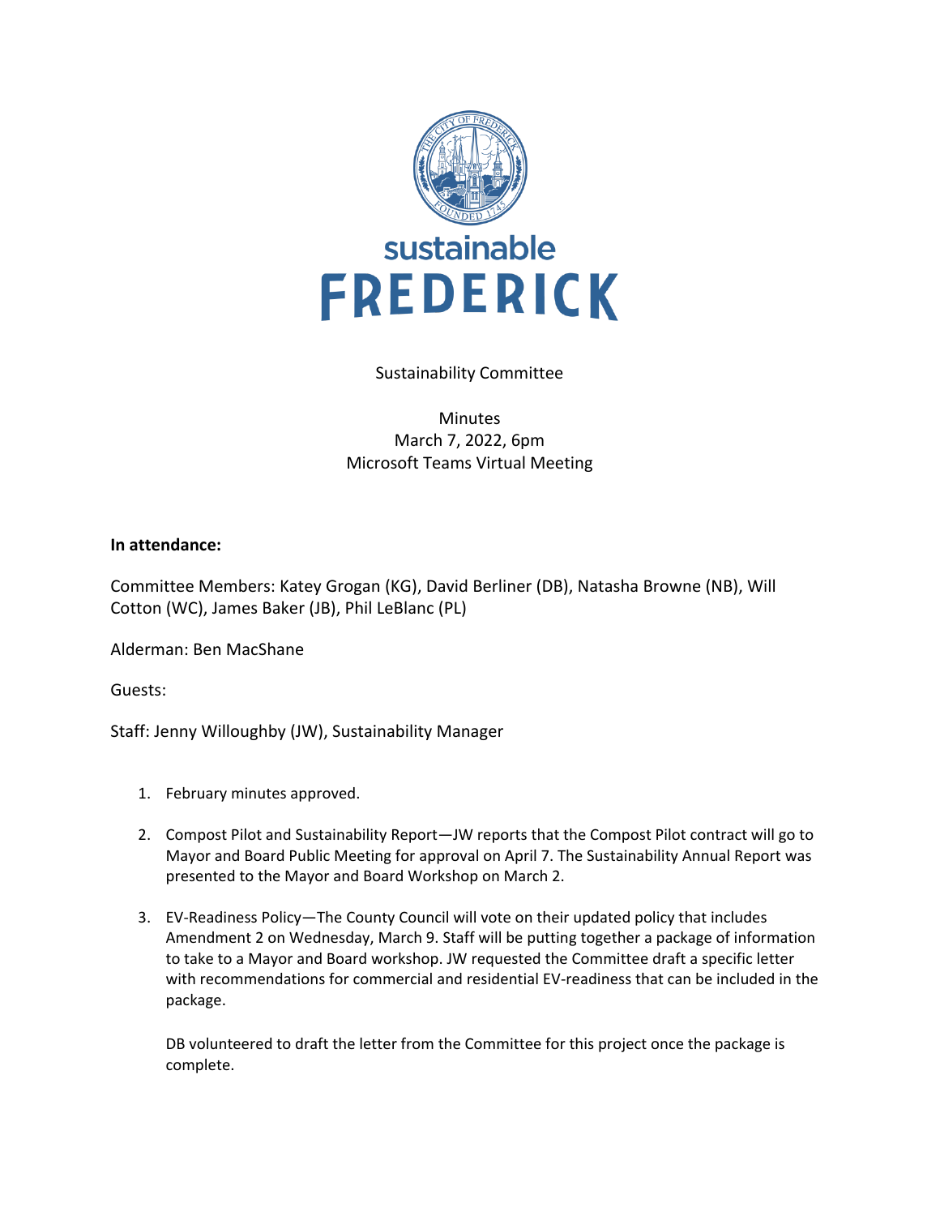sustainable

# FREDERICK

Sustainability Committee

Minutes
March 7, 2022, 6pm
Microsoft Teams Virtual Meeting

**In attendance:**

Committee Members: Katey Grogan (KG), David Berliner (DB), Natasha Browne (NB), Will Cotton (WC), James Baker (JB), Phil LeBlanc (PL)

Alderman: Ben MacShane

Guests:

Staff: Jenny Willoughby (JW), Sustainability Manager

1. February minutes approved.

2. Compost Pilot and Sustainability Report—JW reports that the Compost Pilot contract will go to Mayor and Board Public Meeting for approval on April 7. The Sustainability Annual Report was presented to the Mayor and Board Workshop on March 2.

3. EV-Readiness Policy—The County Council will vote on their updated policy that includes Amendment 2 on Wednesday, March 9. Staff will be putting together a package of information to take to a Mayor and Board workshop. JW requested the Committee draft a specific letter with recommendations for commercial and residential EV-readiness that can be included in the package.

   DB volunteered to draft the letter from the Committee for this project once the package is complete.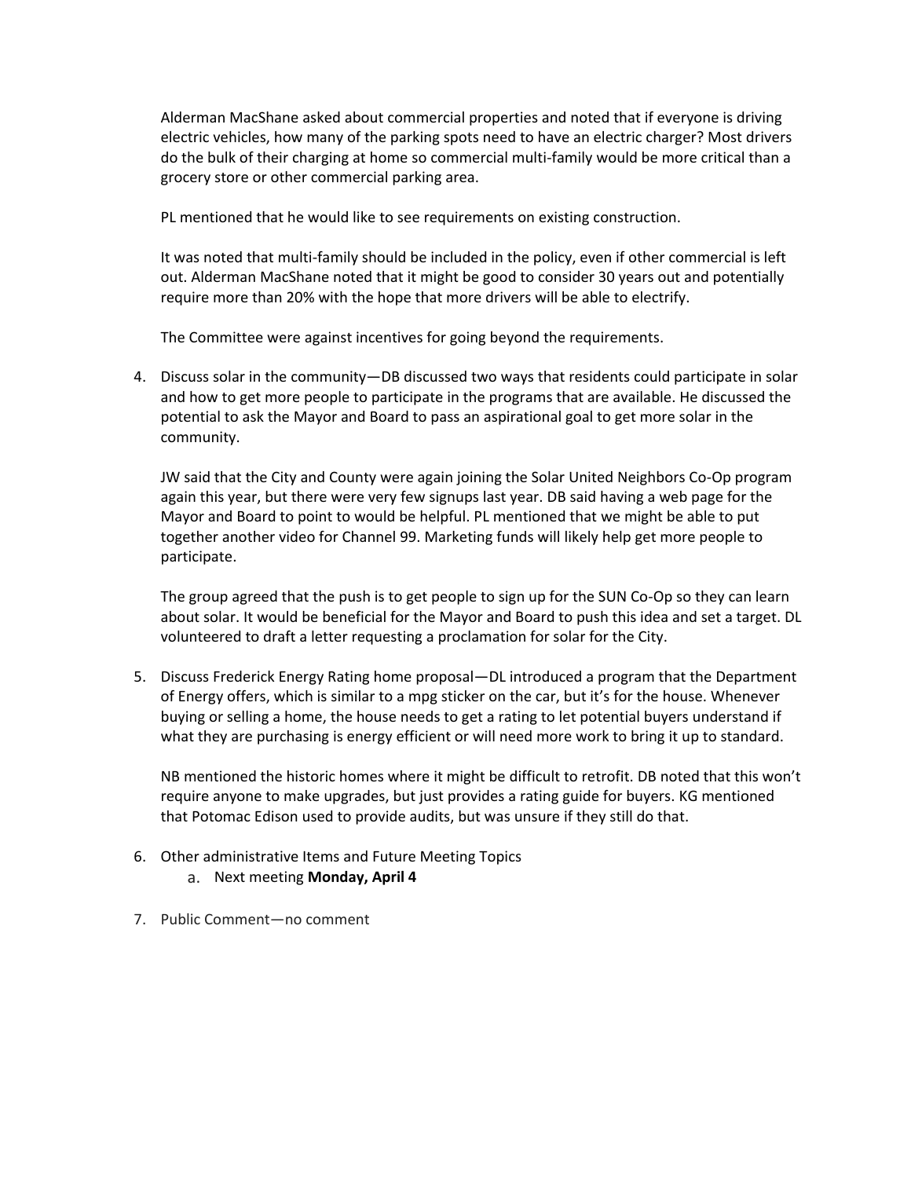Alderman MacShane asked about commercial properties and noted that if everyone is driving electric vehicles, how many of the parking spots need to have an electric charger? Most drivers do the bulk of their charging at home so commercial multi-family would be more critical than a grocery store or other commercial parking area.

PL mentioned that he would like to see requirements on existing construction.

It was noted that multi-family should be included in the policy, even if other commercial is left out. Alderman MacShane noted that it might be good to consider 30 years out and potentially require more than 20% with the hope that more drivers will be able to electrify.

The Committee were against incentives for going beyond the requirements.

4. Discuss solar in the community—DB discussed two ways that residents could participate in solar and how to get more people to participate in the programs that are available. He discussed the potential to ask the Mayor and Board to pass an aspirational goal to get more solar in the community.

   JW said that the City and County were again joining the Solar United Neighbors Co-Op program again this year, but there were very few signups last year. DB said having a web page for the Mayor and Board to point to would be helpful. PL mentioned that we might be able to put together another video for Channel 99. Marketing funds will likely help get more people to participate.

   The group agreed that the push is to get people to sign up for the SUN Co-Op so they can learn about solar. It would be beneficial for the Mayor and Board to push this idea and set a target. DL volunteered to draft a letter requesting a proclamation for solar for the City.

5. Discuss Frederick Energy Rating home proposal—DL introduced a program that the Department of Energy offers, which is similar to a mpg sticker on the car, but it's for the house. Whenever buying or selling a home, the house needs to get a rating to let potential buyers understand if what they are purchasing is energy efficient or will need more work to bring it up to standard.

   NB mentioned the historic homes where it might be difficult to retrofit. DB noted that this won't require anyone to make upgrades, but just provides a rating guide for buyers. KG mentioned that Potomac Edison used to provide audits, but was unsure if they still do that.

6. Other administrative Items and Future Meeting Topics
   a. Next meeting **Monday, April 4**

7. Public Comment—no comment